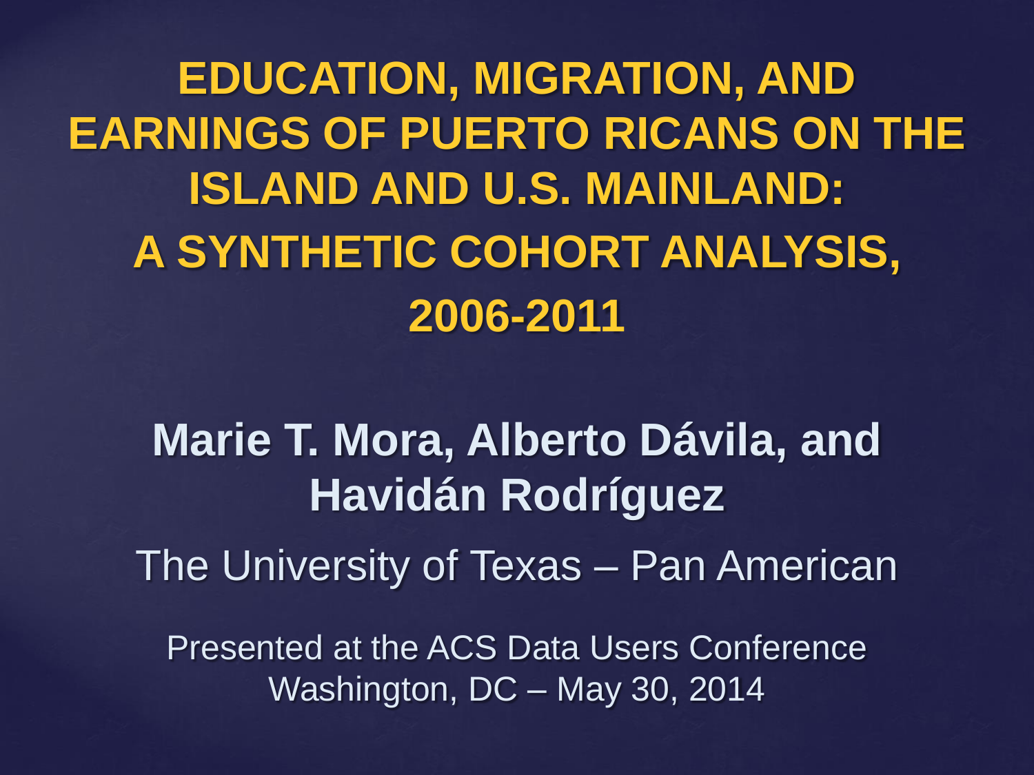# EDUCATION, MIGRATION, AND EARNINGS OF PUERTO RICANS ON THE ISLAND AND U.S. MAINLAND: A SYNTHETIC COHORT ANALYSIS, 2006-2011

**Marie T. Mora, Alberto Dávila, and Havidán Rodríguez**

The University of Texas – Pan American

Presented at the ACS Data Users Conference
Washington, DC – May 30, 2014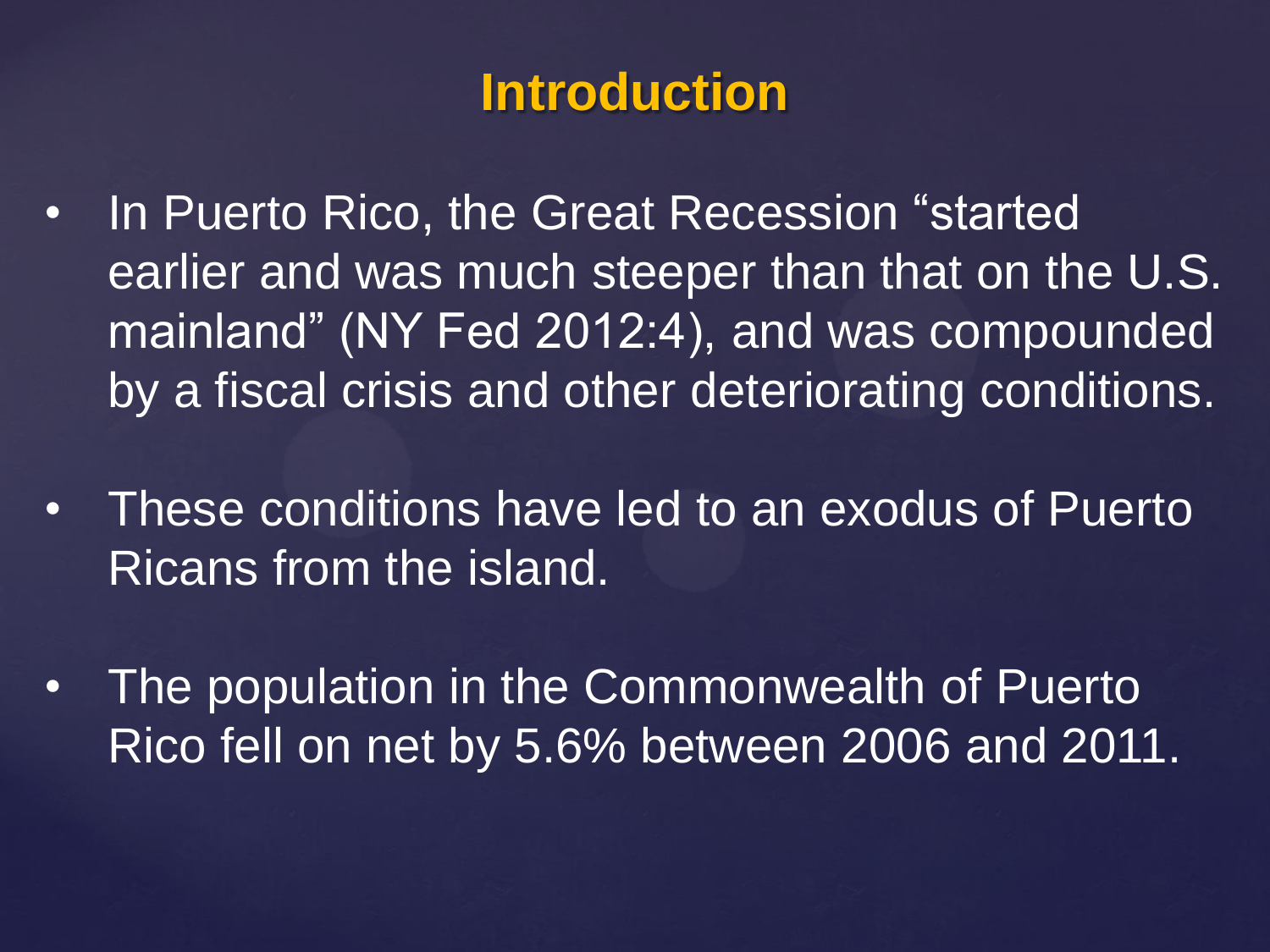# Introduction

- In Puerto Rico, the Great Recession “started earlier and was much steeper than that on the U.S. mainland” (NY Fed 2012:4), and was compounded by a fiscal crisis and other deteriorating conditions.
- These conditions have led to an exodus of Puerto Ricans from the island.
- The population in the Commonwealth of Puerto Rico fell on net by 5.6% between 2006 and 2011.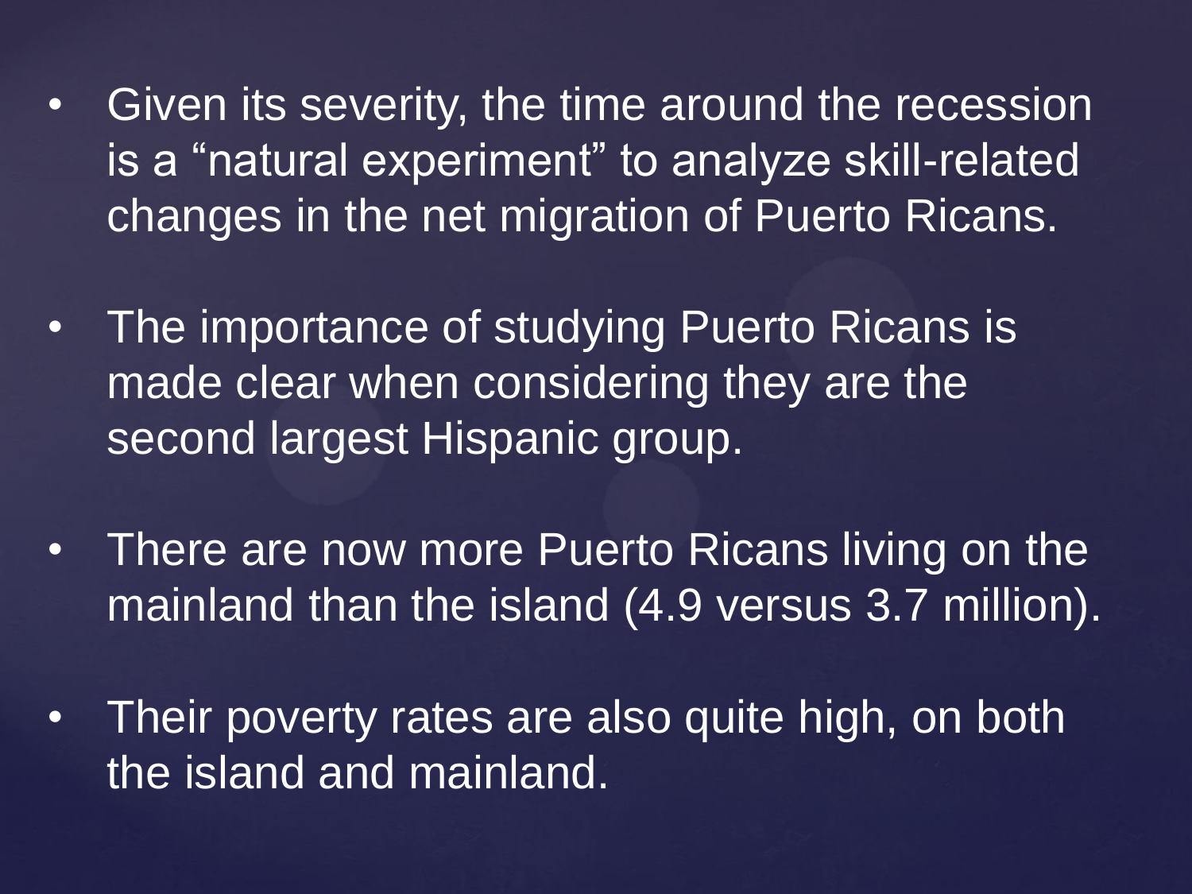- Given its severity, the time around the recession is a “natural experiment” to analyze skill-related changes in the net migration of Puerto Ricans.
- The importance of studying Puerto Ricans is made clear when considering they are the second largest Hispanic group.
- There are now more Puerto Ricans living on the mainland than the island (4.9 versus 3.7 million).
- Their poverty rates are also quite high, on both the island and mainland.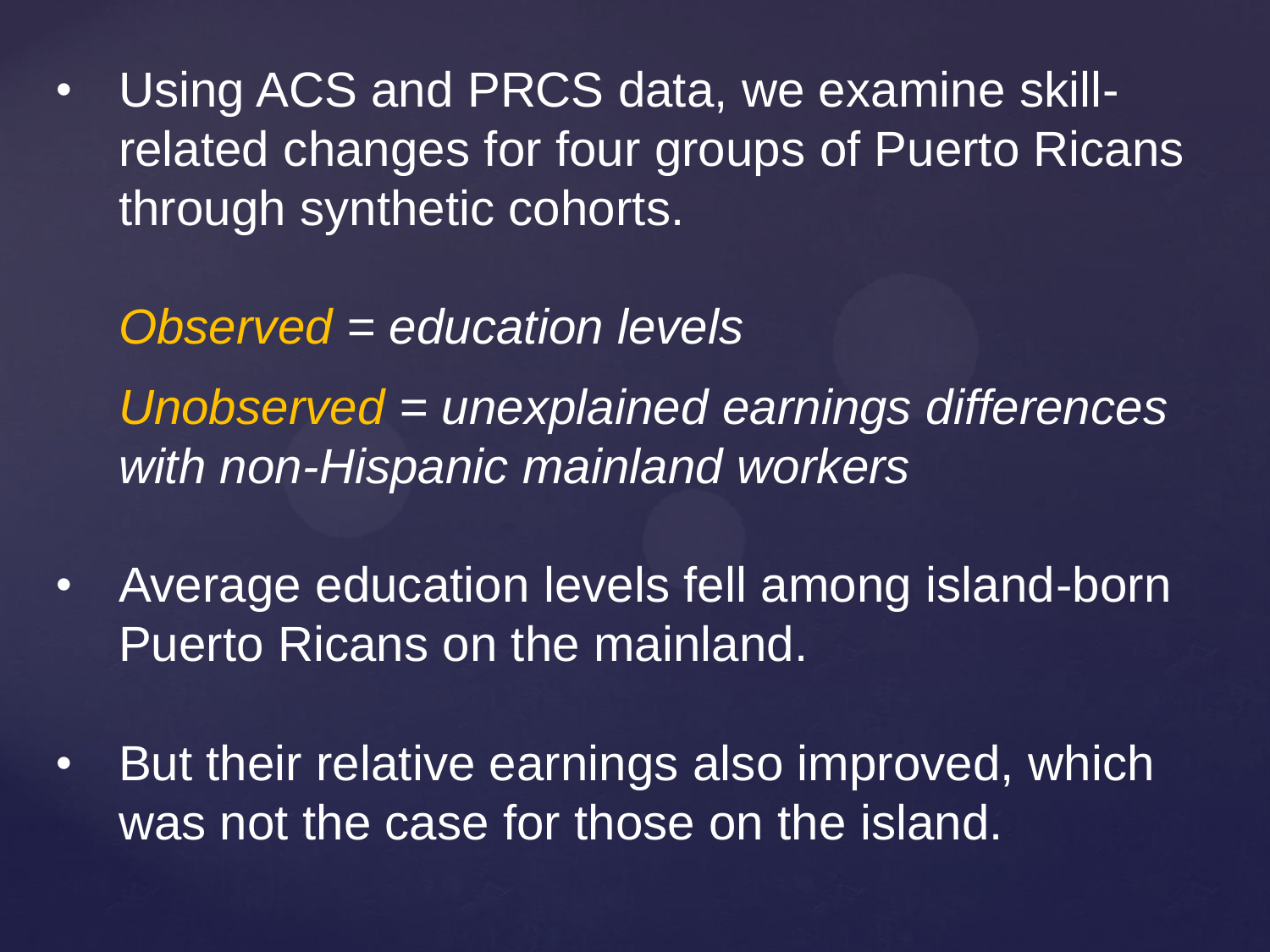- Using ACS and PRCS data, we examine skill-related changes for four groups of Puerto Ricans through synthetic cohorts.

  *Observed = education levels*

  *Unobserved = unexplained earnings differences with non-Hispanic mainland workers*

- Average education levels fell among island-born Puerto Ricans on the mainland.

- But their relative earnings also improved, which was not the case for those on the island.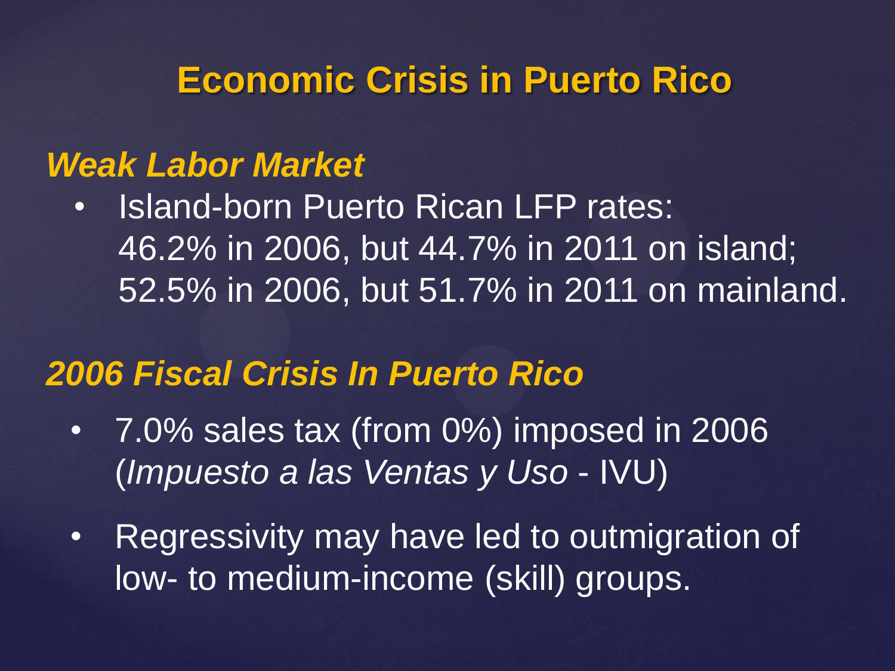# Economic Crisis in Puerto Rico

### *Weak Labor Market*

- Island-born Puerto Rican LFP rates: 46.2% in 2006, but 44.7% in 2011 on island; 52.5% in 2006, but 51.7% in 2011 on mainland.

### *2006 Fiscal Crisis In Puerto Rico*

- 7.0% sales tax (from 0%) imposed in 2006 (*Impuesto a las Ventas y Uso* - IVU)
- Regressivity may have led to outmigration of low- to medium-income (skill) groups.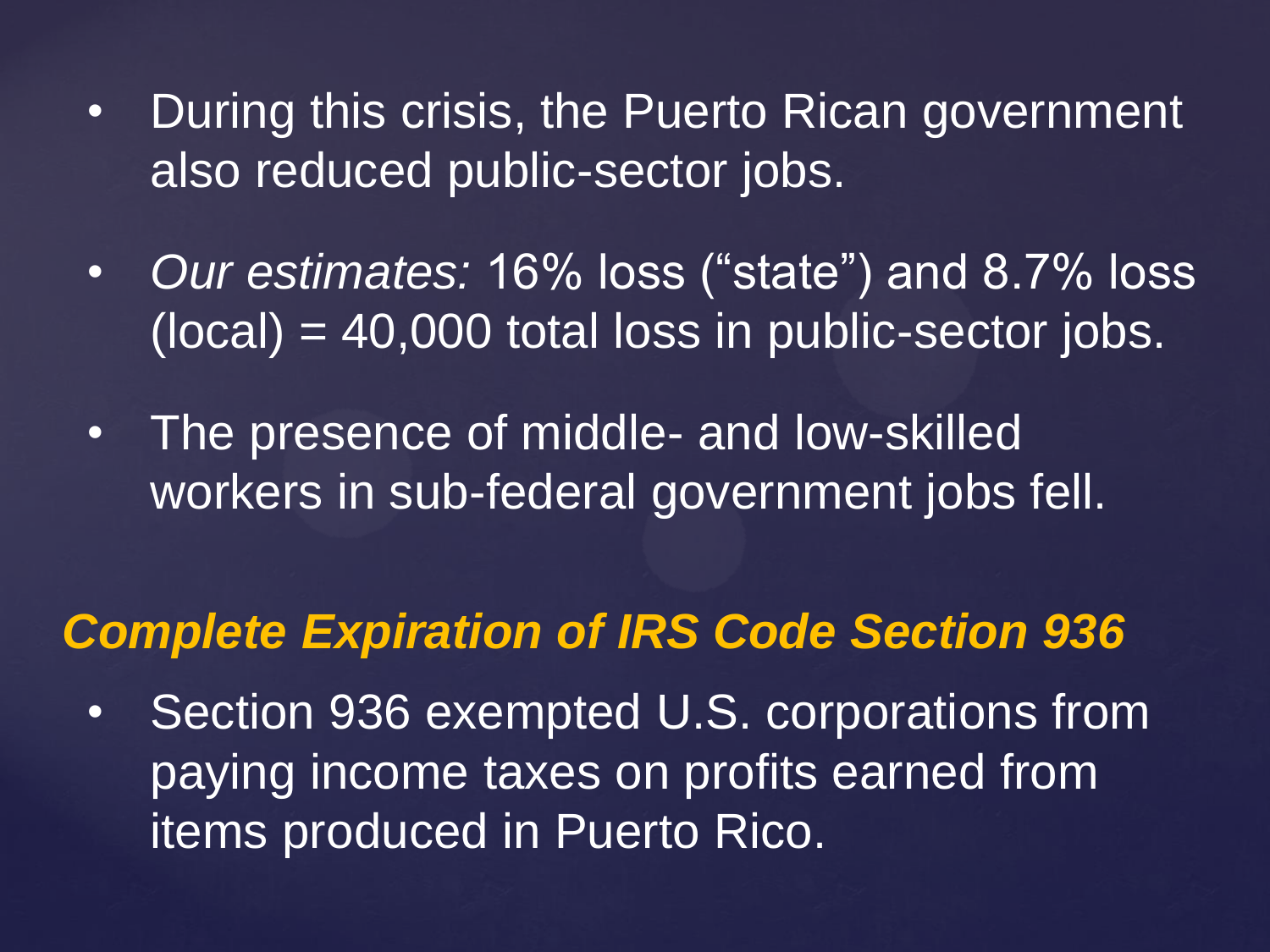- During this crisis, the Puerto Rican government also reduced public-sector jobs.
- *Our estimates:* 16% loss ("state") and 8.7% loss (local) = 40,000 total loss in public-sector jobs.
- The presence of middle- and low-skilled workers in sub-federal government jobs fell.

## *Complete Expiration of IRS Code Section 936*

- Section 936 exempted U.S. corporations from paying income taxes on profits earned from items produced in Puerto Rico.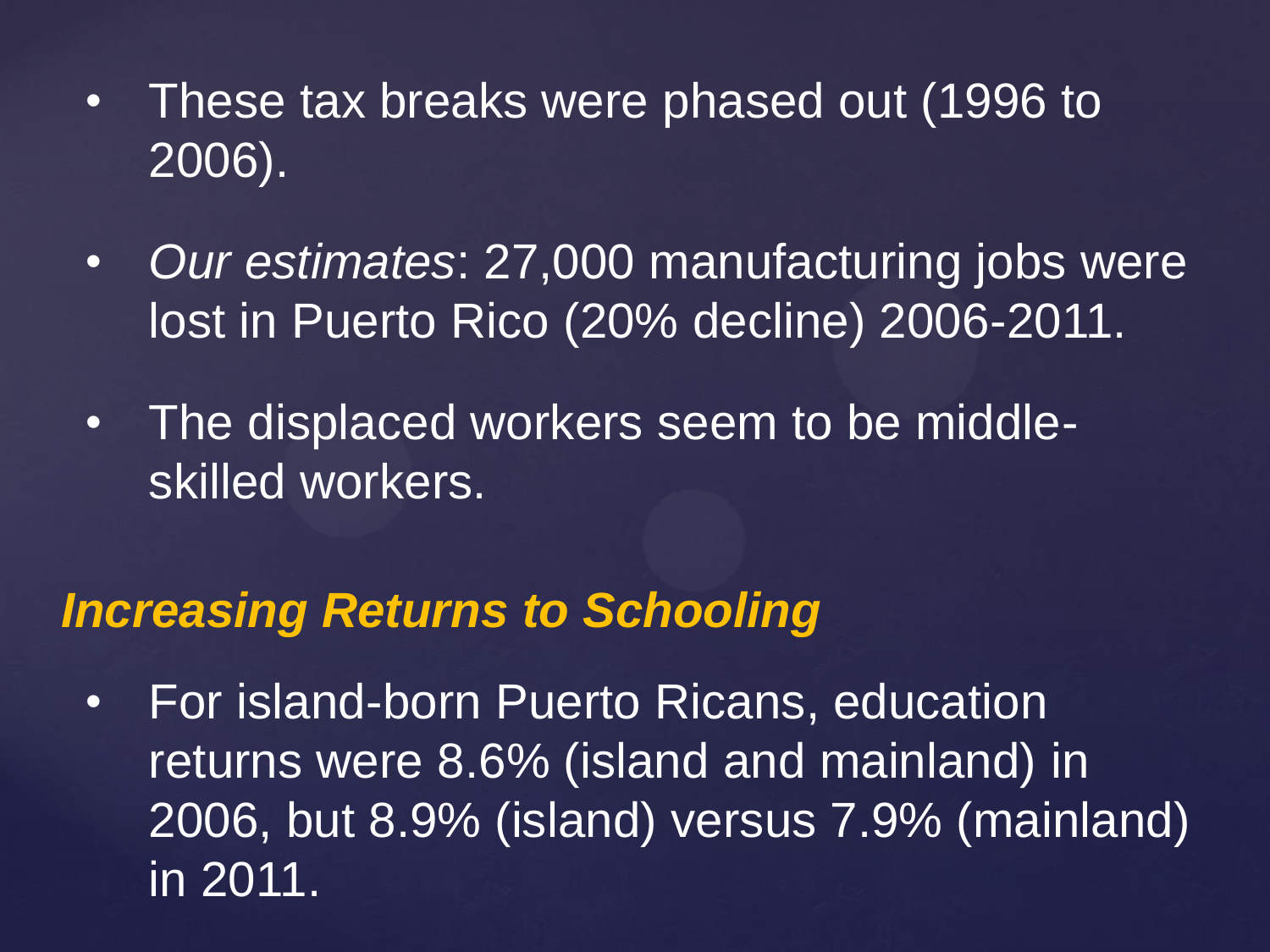- These tax breaks were phased out (1996 to 2006).
- *Our estimates*: 27,000 manufacturing jobs were lost in Puerto Rico (20% decline) 2006-2011.
- The displaced workers seem to be middle-skilled workers.

## ***Increasing Returns to Schooling***

- For island-born Puerto Ricans, education returns were 8.6% (island and mainland) in 2006, but 8.9% (island) versus 7.9% (mainland) in 2011.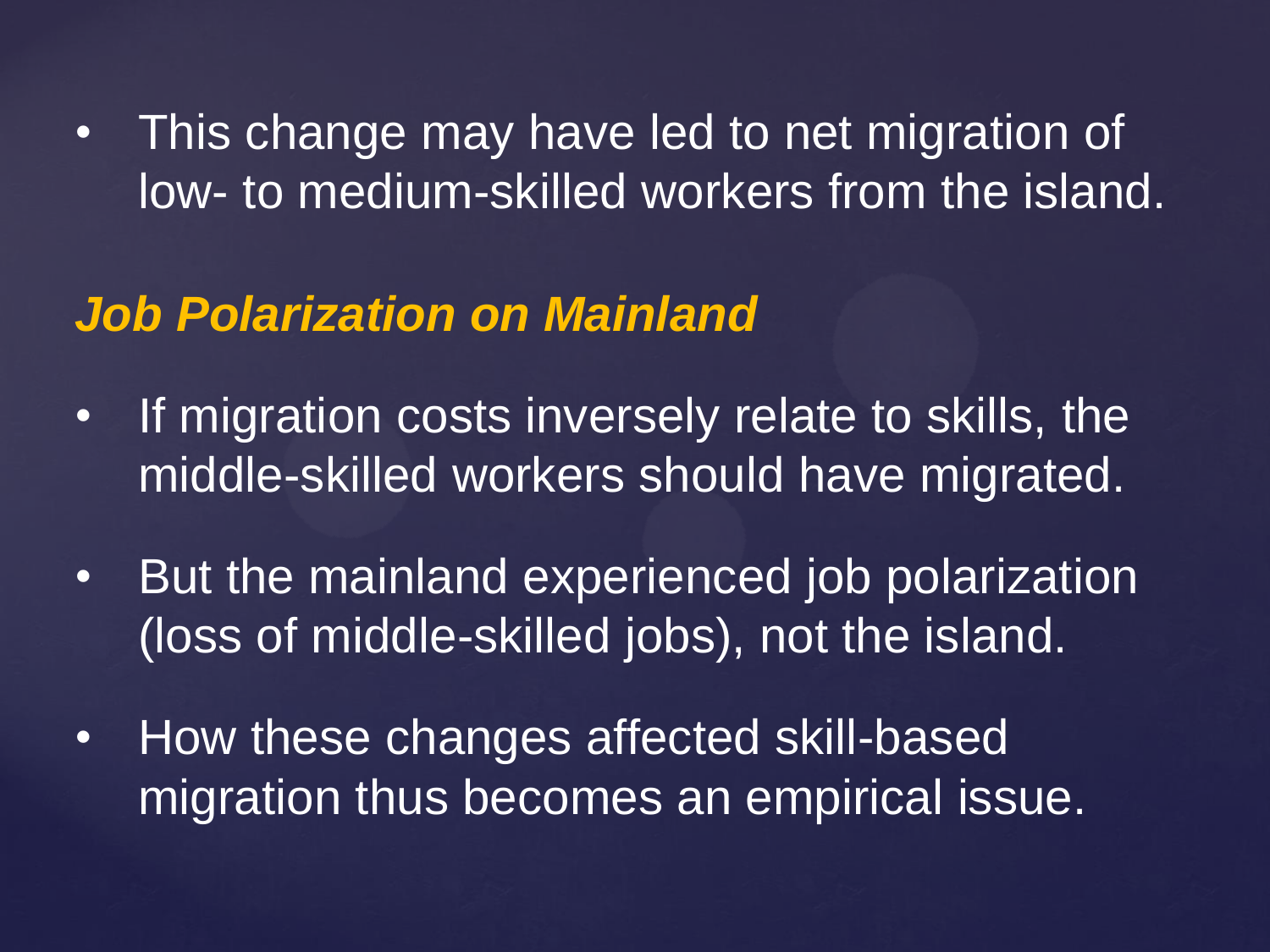- This change may have led to net migration of low- to medium-skilled workers from the island.

## *Job Polarization on Mainland*

- If migration costs inversely relate to skills, the middle-skilled workers should have migrated.
- But the mainland experienced job polarization (loss of middle-skilled jobs), not the island.
- How these changes affected skill-based migration thus becomes an empirical issue.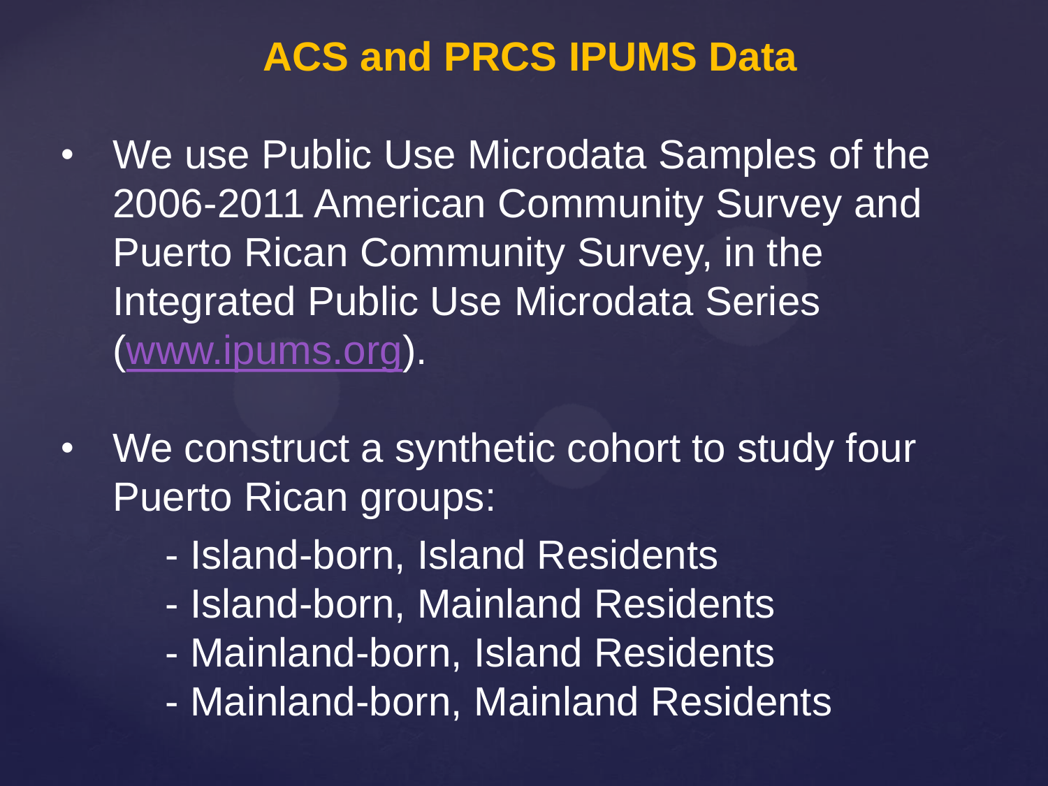# ACS and PRCS IPUMS Data

- We use Public Use Microdata Samples of the 2006-2011 American Community Survey and Puerto Rican Community Survey, in the Integrated Public Use Microdata Series (www.ipums.org).

- We construct a synthetic cohort to study four Puerto Rican groups:
  - Island-born, Island Residents
  - Island-born, Mainland Residents
  - Mainland-born, Island Residents
  - Mainland-born, Mainland Residents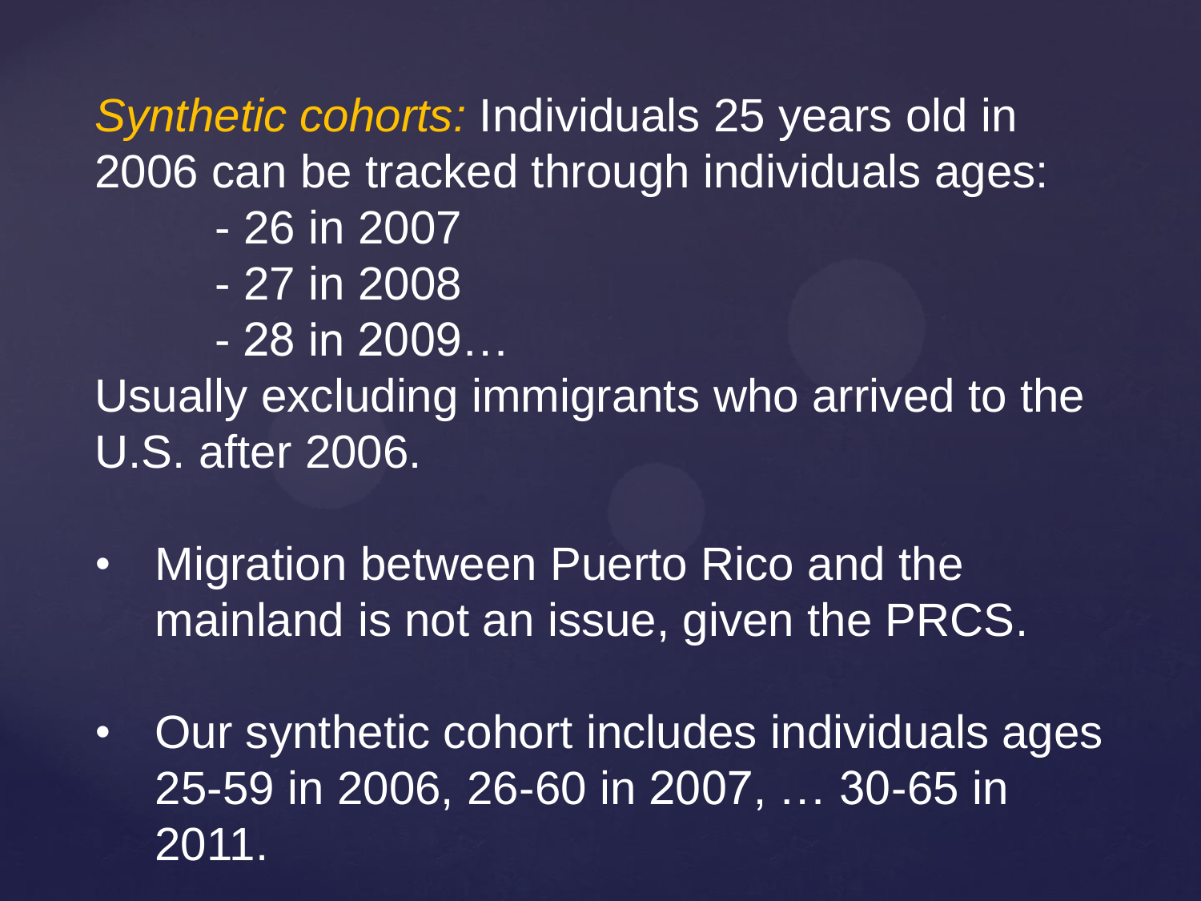*Synthetic cohorts:* Individuals 25 years old in 2006 can be tracked through individuals ages:

- 26 in 2007
- 27 in 2008
- 28 in 2009…

Usually excluding immigrants who arrived to the U.S. after 2006.

- Migration between Puerto Rico and the mainland is not an issue, given the PRCS.
- Our synthetic cohort includes individuals ages 25-59 in 2006, 26-60 in 2007, … 30-65 in 2011.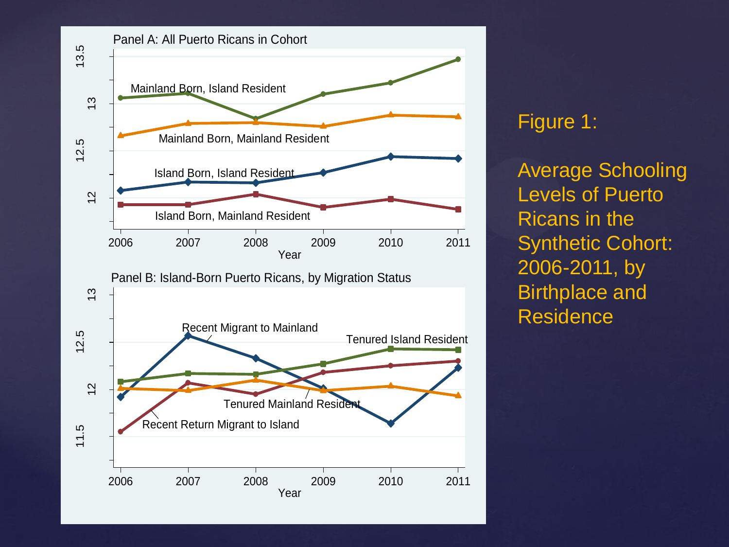Figure 1:

Average Schooling Levels of Puerto Ricans in the Synthetic Cohort: 2006-2011, by Birthplace and Residence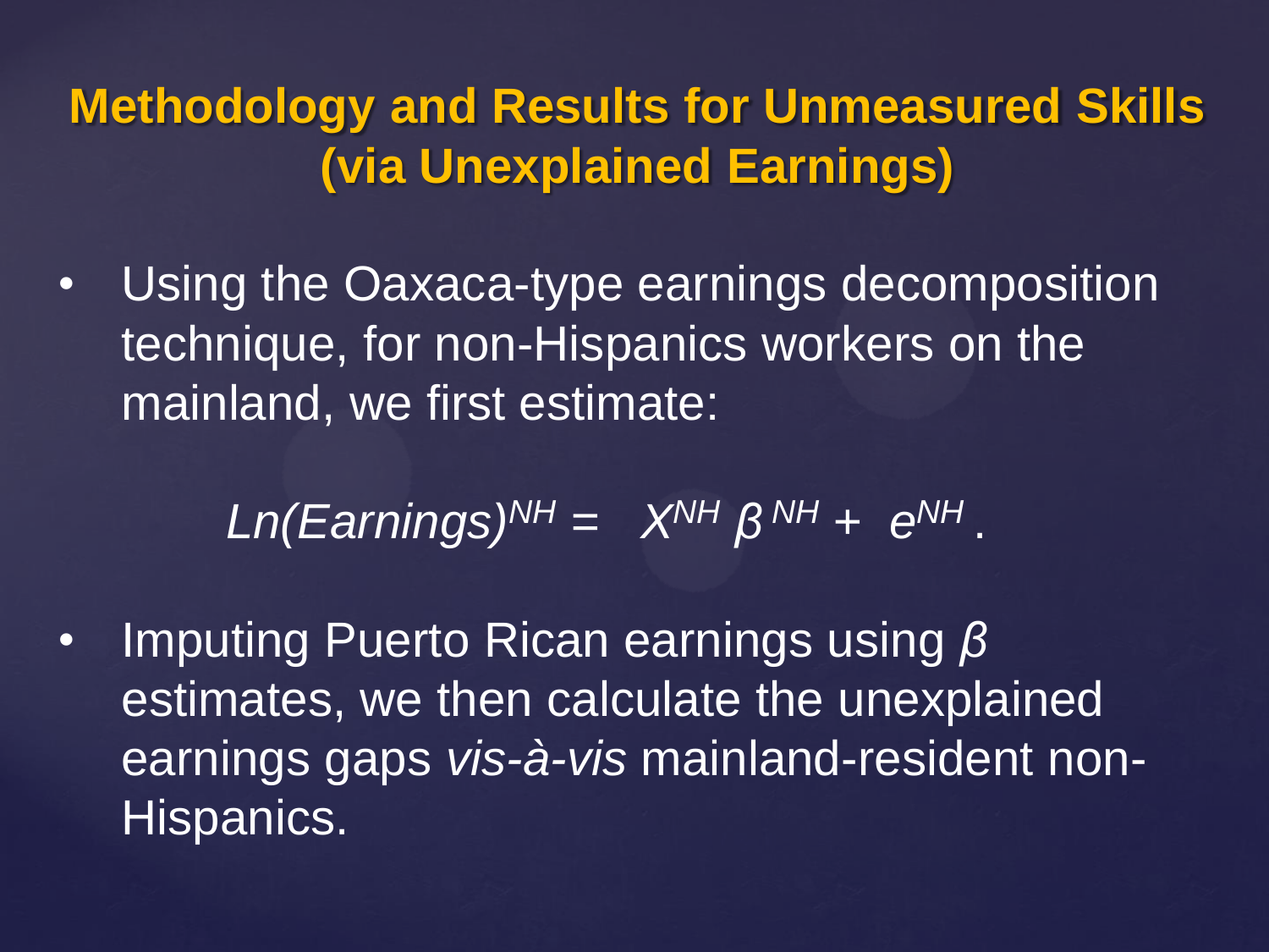# Methodology and Results for Unmeasured Skills (via Unexplained Earnings)

- Using the Oaxaca-type earnings decomposition technique, for non-Hispanics workers on the mainland, we first estimate:

$$Ln(Earnings)^{NH} = X^{NH} \beta^{NH} + e^{NH} .$$

- Imputing Puerto Rican earnings using $\beta$ estimates, we then calculate the unexplained earnings gaps *vis-à-vis* mainland-resident non-Hispanics.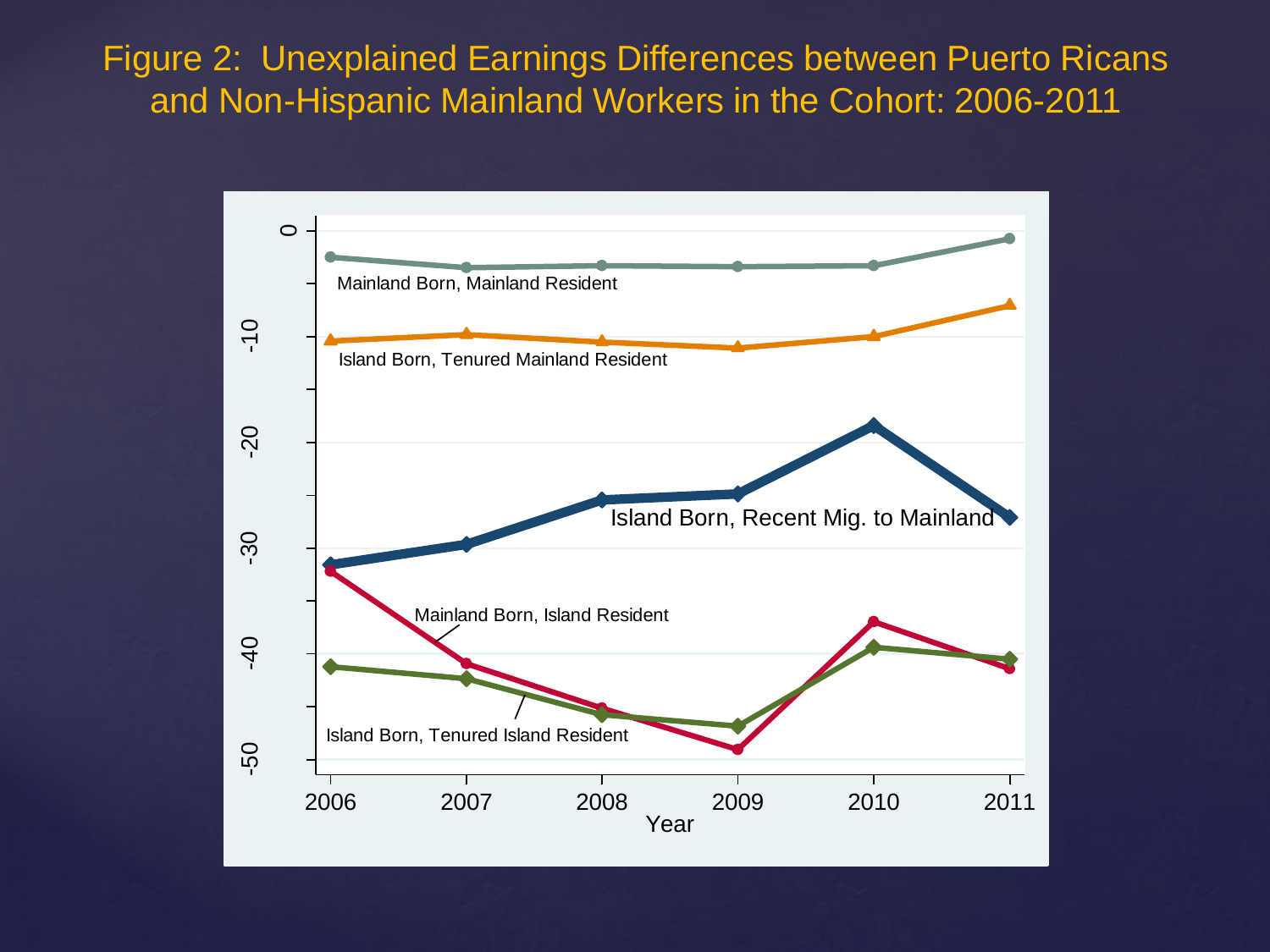# Figure 2: Unexplained Earnings Differences between Puerto Ricans and Non-Hispanic Mainland Workers in the Cohort: 2006-2011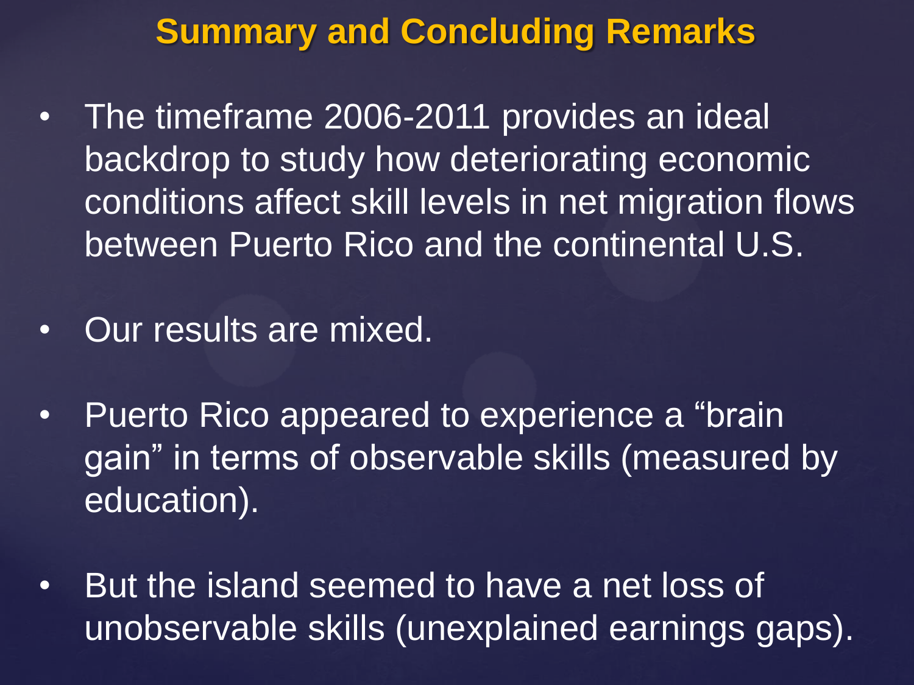# Summary and Concluding Remarks

- The timeframe 2006-2011 provides an ideal backdrop to study how deteriorating economic conditions affect skill levels in net migration flows between Puerto Rico and the continental U.S.
- Our results are mixed.
- Puerto Rico appeared to experience a "brain gain" in terms of observable skills (measured by education).
- But the island seemed to have a net loss of unobservable skills (unexplained earnings gaps).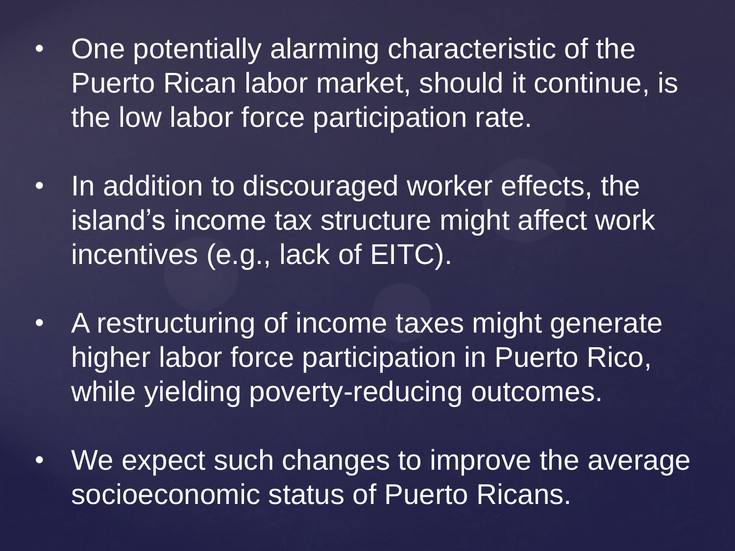- One potentially alarming characteristic of the Puerto Rican labor market, should it continue, is the low labor force participation rate.
- In addition to discouraged worker effects, the island’s income tax structure might affect work incentives (e.g., lack of EITC).
- A restructuring of income taxes might generate higher labor force participation in Puerto Rico, while yielding poverty-reducing outcomes.
- We expect such changes to improve the average socioeconomic status of Puerto Ricans.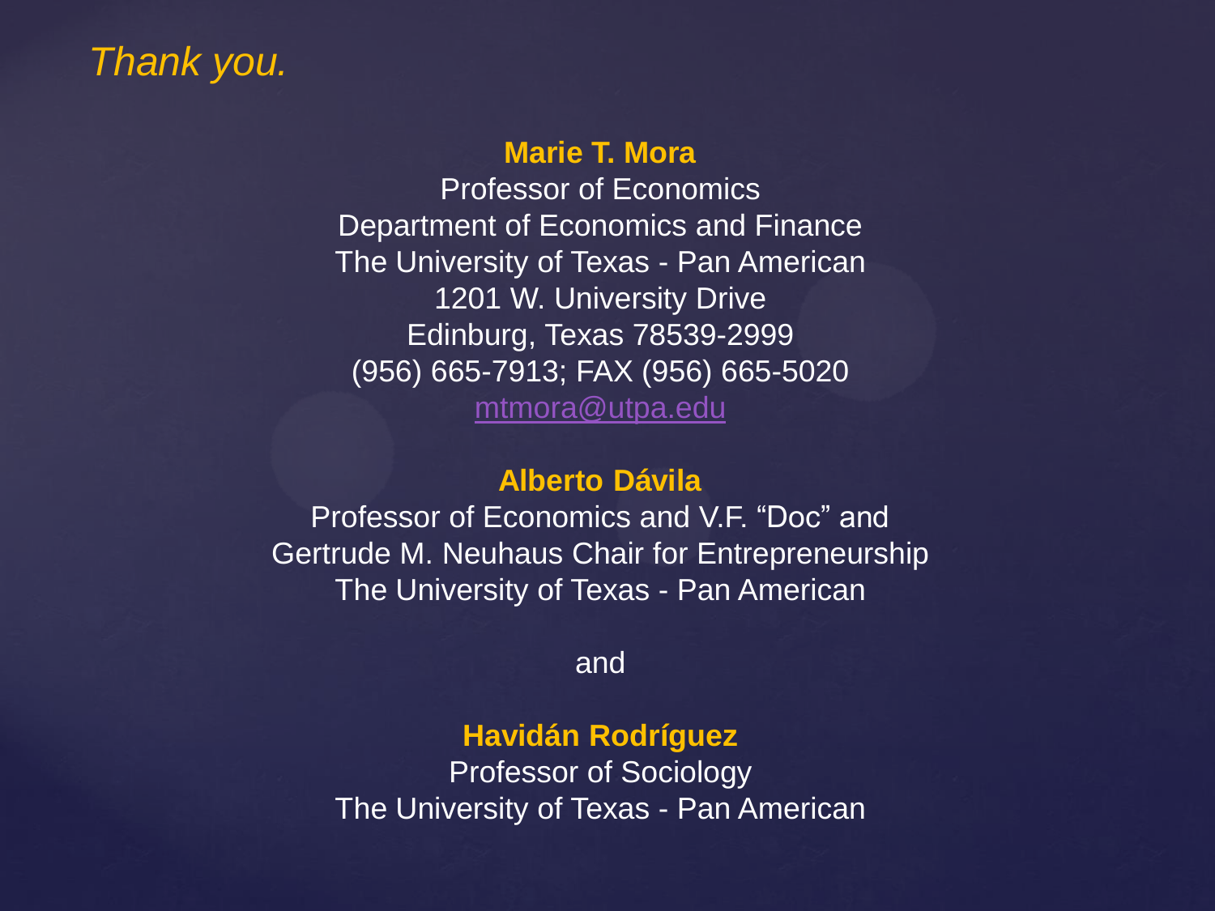# *Thank you.*

**Marie T. Mora**
Professor of Economics
Department of Economics and Finance
The University of Texas - Pan American
1201 W. University Drive
Edinburg, Texas 78539-2999
(956) 665-7913; FAX (956) 665-5020
mtmora@utpa.edu

**Alberto Dávila**
Professor of Economics and V.F. “Doc” and
Gertrude M. Neuhaus Chair for Entrepreneurship
The University of Texas - Pan American

and

**Havidán Rodríguez**
Professor of Sociology
The University of Texas - Pan American